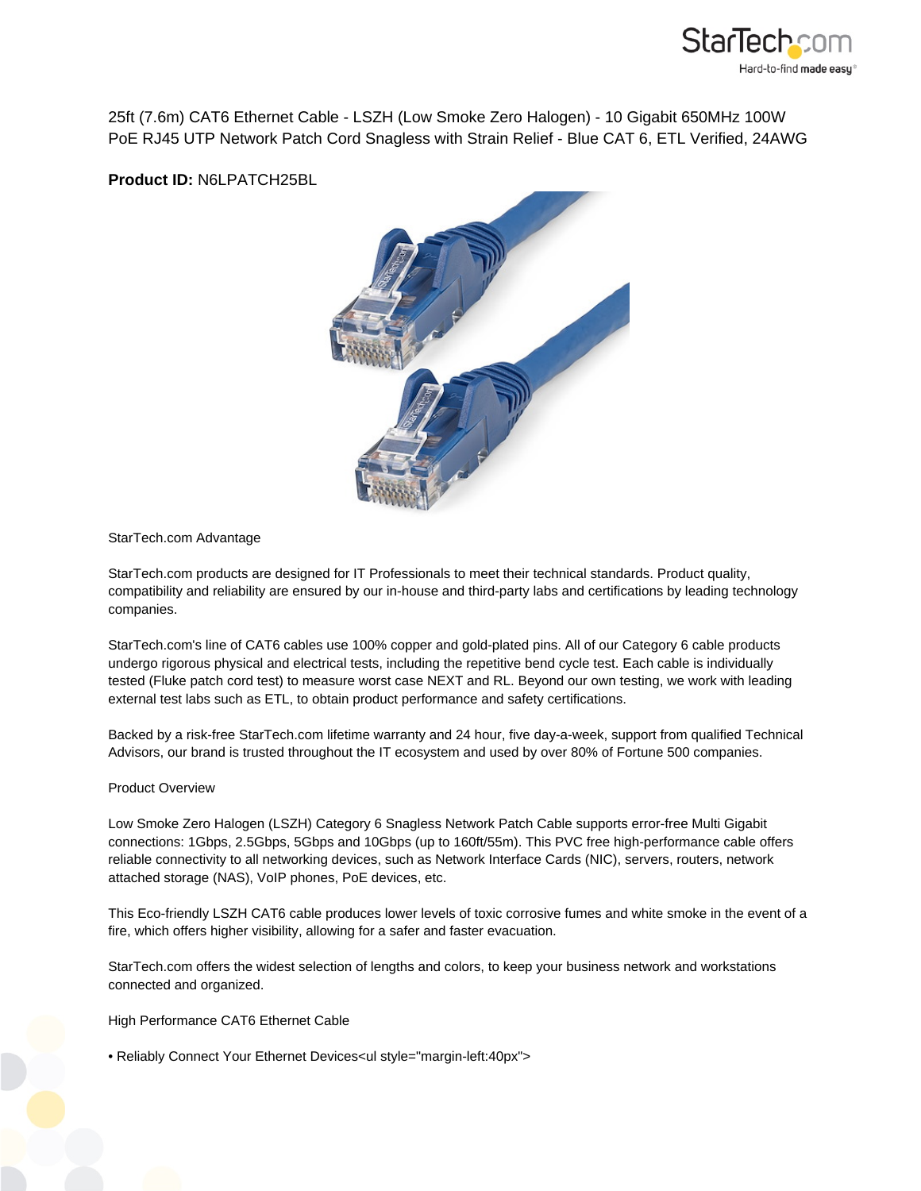25ft (7.6m) CAT6 Ethernet Cable - LSZH (Low Smoke Zero Halogen) - 10 Gigabit 650MHz 100W PoE RJ45 UTP Network Patch Cord Snagless with Strain Relief - Blue CAT 6, ETL Verified, 24AWG

**Product ID:** N6LPATCH25BL

StarTech.com Advantage

StarTech.com products are designed for IT Professionals to meet their technical standards. Product quality, compatibility and reliability are ensured by our in-house and third-party labs and certifications by leading technology companies.

StarTech.com's line of CAT6 cables use 100% copper and gold-plated pins. All of our Category 6 cable products undergo rigorous physical and electrical tests, including the repetitive bend cycle test. Each cable is individually tested (Fluke patch cord test) to measure worst case NEXT and RL. Beyond our own testing, we work with leading external test labs such as ETL, to obtain product performance and safety certifications.

Backed by a risk-free StarTech.com lifetime warranty and 24 hour, five day-a-week, support from qualified Technical Advisors, our brand is trusted throughout the IT ecosystem and used by over 80% of Fortune 500 companies.

Product Overview

Low Smoke Zero Halogen (LSZH) Category 6 Snagless Network Patch Cable supports error-free Multi Gigabit connections: 1Gbps, 2.5Gbps, 5Gbps and 10Gbps (up to 160ft/55m). This PVC free high-performance cable offers reliable connectivity to all networking devices, such as Network Interface Cards (NIC), servers, routers, network attached storage (NAS), VoIP phones, PoE devices, etc.

This Eco-friendly LSZH CAT6 cable produces lower levels of toxic corrosive fumes and white smoke in the event of a fire, which offers higher visibility, allowing for a safer and faster evacuation.

StarTech.com offers the widest selection of lengths and colors, to keep your business network and workstations connected and organized.

High Performance CAT6 Ethernet Cable

• Reliably Connect Your Ethernet Devices<ul style="margin-left:40px">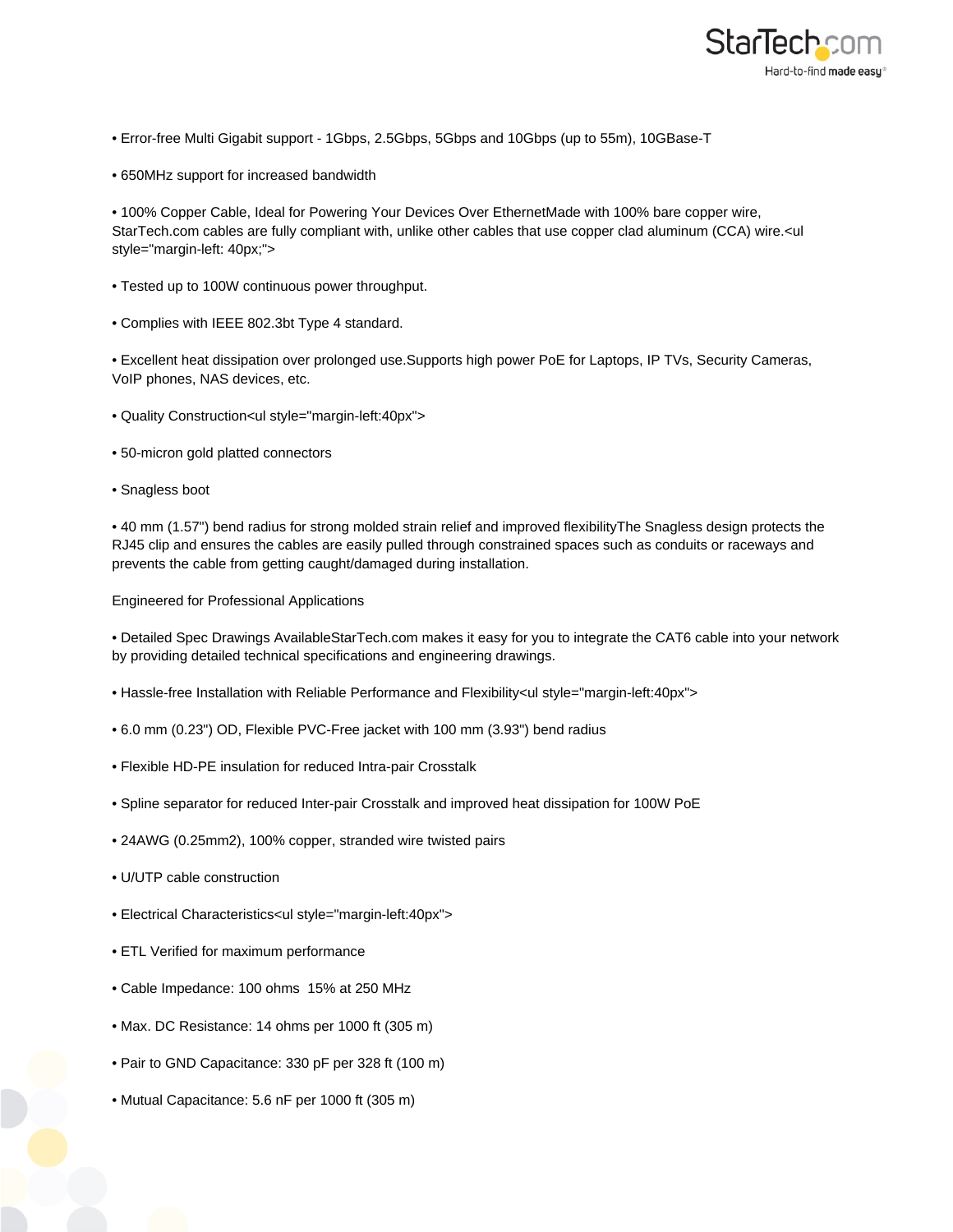- Error-free Multi Gigabit support - 1Gbps, 2.5Gbps, 5Gbps and 10Gbps (up to 55m), 10GBase-T

- 650MHz support for increased bandwidth

- 100% Copper Cable, Ideal for Powering Your Devices Over EthernetMade with 100% bare copper wire, StarTech.com cables are fully compliant with, unlike other cables that use copper clad aluminum (CCA) wire.<ul style="margin-left: 40px;">

- Tested up to 100W continuous power throughput.

- Complies with IEEE 802.3bt Type 4 standard.

- Excellent heat dissipation over prolonged use.Supports high power PoE for Laptops, IP TVs, Security Cameras, VoIP phones, NAS devices, etc.

- Quality Construction<ul style="margin-left:40px">

- 50-micron gold platted connectors

- Snagless boot

- 40 mm (1.57") bend radius for strong molded strain relief and improved flexibilityThe Snagless design protects the RJ45 clip and ensures the cables are easily pulled through constrained spaces such as conduits or raceways and prevents the cable from getting caught/damaged during installation.

Engineered for Professional Applications

- Detailed Spec Drawings AvailableStarTech.com makes it easy for you to integrate the CAT6 cable into your network by providing detailed technical specifications and engineering drawings.

- Hassle-free Installation with Reliable Performance and Flexibility<ul style="margin-left:40px">

- 6.0 mm (0.23") OD, Flexible PVC-Free jacket with 100 mm (3.93") bend radius

- Flexible HD-PE insulation for reduced Intra-pair Crosstalk

- Spline separator for reduced Inter-pair Crosstalk and improved heat dissipation for 100W PoE

- 24AWG (0.25mm2), 100% copper, stranded wire twisted pairs

- U/UTP cable construction

- Electrical Characteristics<ul style="margin-left:40px">

- ETL Verified for maximum performance

- Cable Impedance: 100 ohms  15% at 250 MHz

- Max. DC Resistance: 14 ohms per 1000 ft (305 m)

- Pair to GND Capacitance: 330 pF per 328 ft (100 m)

- Mutual Capacitance: 5.6 nF per 1000 ft (305 m)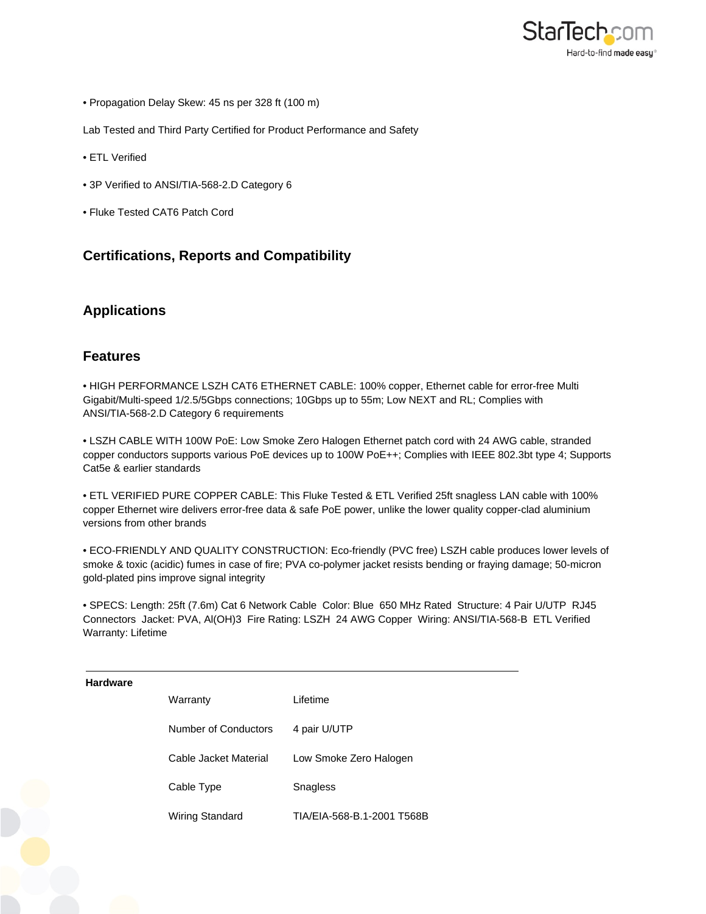• Propagation Delay Skew: 45 ns per 328 ft (100 m)

Lab Tested and Third Party Certified for Product Performance and Safety

• ETL Verified

• 3P Verified to ANSI/TIA-568-2.D Category 6

• Fluke Tested CAT6 Patch Cord

## Certifications, Reports and Compatibility

## Applications

## Features

• HIGH PERFORMANCE LSZH CAT6 ETHERNET CABLE: 100% copper, Ethernet cable for error-free Multi Gigabit/Multi-speed 1/2.5/5Gbps connections; 10Gbps up to 55m; Low NEXT and RL; Complies with ANSI/TIA-568-2.D Category 6 requirements

• LSZH CABLE WITH 100W PoE: Low Smoke Zero Halogen Ethernet patch cord with 24 AWG cable, stranded copper conductors supports various PoE devices up to 100W PoE++; Complies with IEEE 802.3bt type 4; Supports Cat5e & earlier standards

• ETL VERIFIED PURE COPPER CABLE: This Fluke Tested & ETL Verified 25ft snagless LAN cable with 100% copper Ethernet wire delivers error-free data & safe PoE power, unlike the lower quality copper-clad aluminium versions from other brands

• ECO-FRIENDLY AND QUALITY CONSTRUCTION: Eco-friendly (PVC free) LSZH cable produces lower levels of smoke & toxic (acidic) fumes in case of fire; PVA co-polymer jacket resists bending or fraying damage; 50-micron gold-plated pins improve signal integrity

• SPECS: Length: 25ft (7.6m) Cat 6 Network Cable Color: Blue 650 MHz Rated Structure: 4 Pair U/UTP RJ45 Connectors Jacket: PVA, Al(OH)3 Fire Rating: LSZH 24 AWG Copper Wiring: ANSI/TIA-568-B ETL Verified Warranty: Lifetime

| Hardware | | |
|---|---|---|
| | Warranty | Lifetime |
| | Number of Conductors | 4 pair U/UTP |
| | Cable Jacket Material | Low Smoke Zero Halogen |
| | Cable Type | Snagless |
| | Wiring Standard | TIA/EIA-568-B.1-2001 T568B |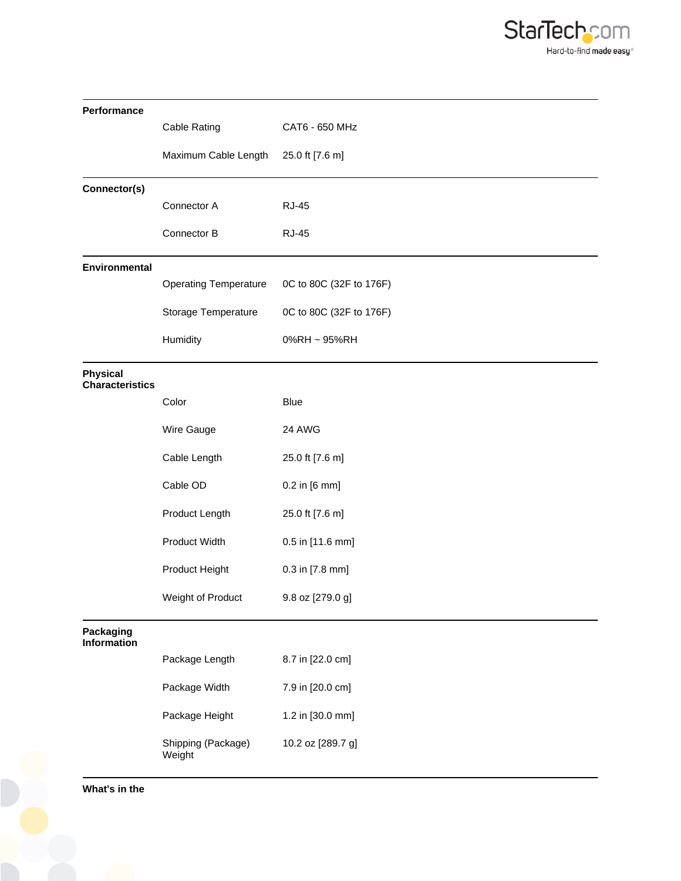| | | |
|---|---|---|
| **Performance** | | |
| | Cable Rating | CAT6 - 650 MHz |
| | Maximum Cable Length | 25.0 ft [7.6 m] |
| **Connector(s)** | | |
| | Connector A | RJ-45 |
| | Connector B | RJ-45 |
| **Environmental** | | |
| | Operating Temperature | 0C to 80C (32F to 176F) |
| | Storage Temperature | 0C to 80C (32F to 176F) |
| | Humidity | 0%RH ~ 95%RH |
| **Physical Characteristics** | | |
| | Color | Blue |
| | Wire Gauge | 24 AWG |
| | Cable Length | 25.0 ft [7.6 m] |
| | Cable OD | 0.2 in [6 mm] |
| | Product Length | 25.0 ft [7.6 m] |
| | Product Width | 0.5 in [11.6 mm] |
| | Product Height | 0.3 in [7.8 mm] |
| | Weight of Product | 9.8 oz [279.0 g] |
| **Packaging Information** | | |
| | Package Length | 8.7 in [22.0 cm] |
| | Package Width | 7.9 in [20.0 cm] |
| | Package Height | 1.2 in [30.0 mm] |
| | Shipping (Package) Weight | 10.2 oz [289.7 g] |

**What's in the**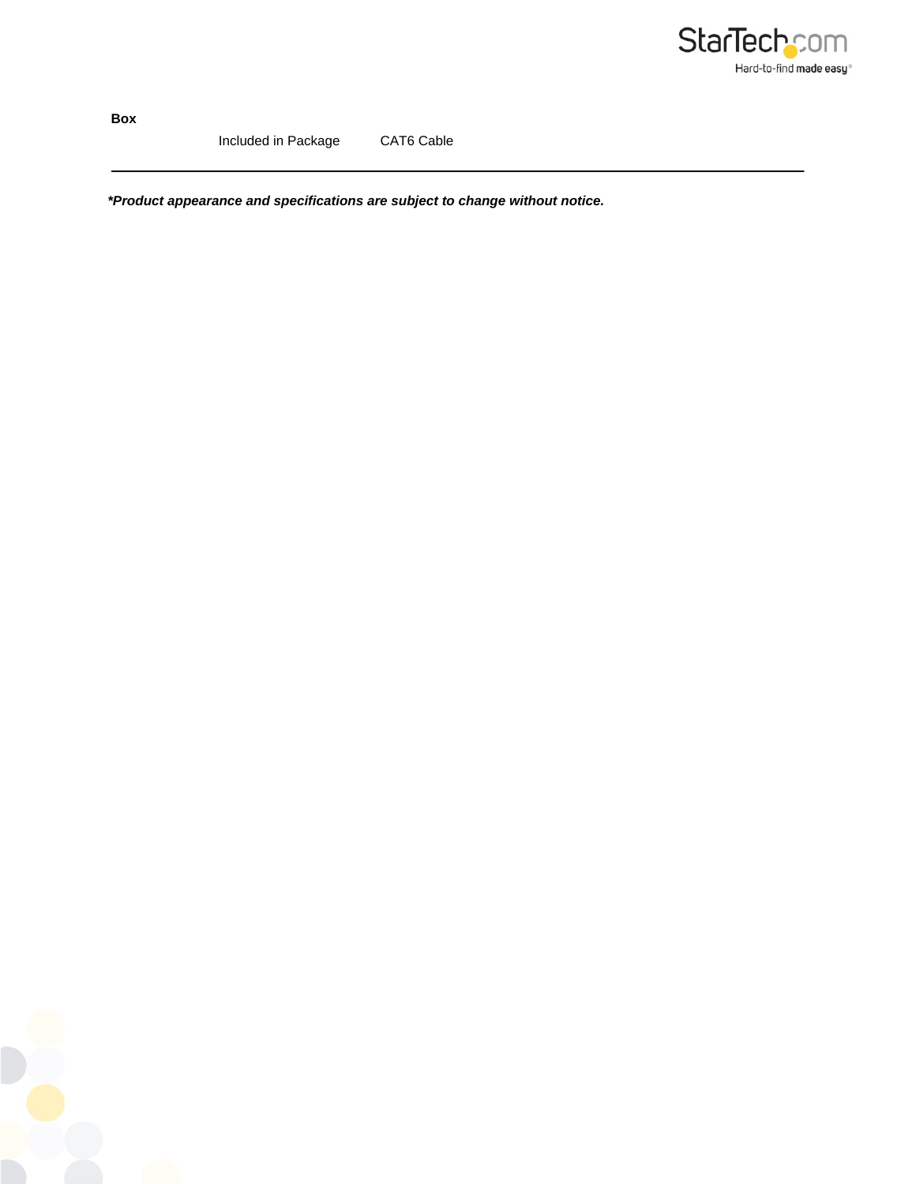| | | |
|---|---|---|
| **Box** | | |
| | Included in Package | CAT6 Cable |

***Product appearance and specifications are subject to change without notice.***